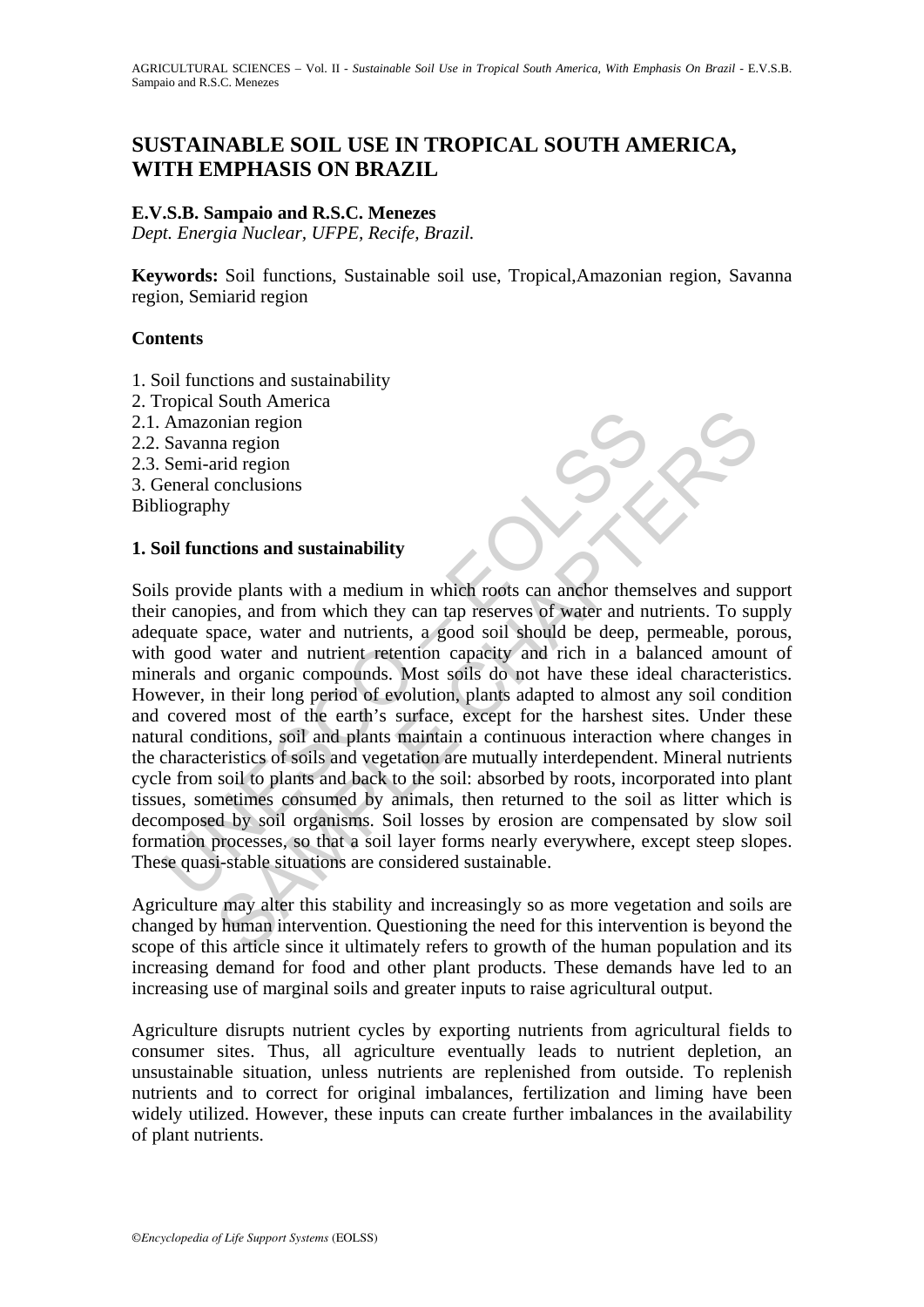# SUSTAINABLE SOIL USE IN TROPICAL SOUTH AMERICA, WITH EMPHASIS ON BRAZIL

**E.V.S.B. Sampaio and R.S.C. Menezes**
*Dept. Energia Nuclear, UFPE, Recife, Brazil.*

**Keywords:** Soil functions, Sustainable soil use, Tropical,Amazonian region, Savanna region, Semiarid region

## Contents

1. Soil functions and sustainability
2. Tropical South America
2.1. Amazonian region
2.2. Savanna region
2.3. Semi-arid region
3. General conclusions
Bibliography

## 1. Soil functions and sustainability

Soils provide plants with a medium in which roots can anchor themselves and support their canopies, and from which they can tap reserves of water and nutrients. To supply adequate space, water and nutrients, a good soil should be deep, permeable, porous, with good water and nutrient retention capacity and rich in a balanced amount of minerals and organic compounds. Most soils do not have these ideal characteristics. However, in their long period of evolution, plants adapted to almost any soil condition and covered most of the earth's surface, except for the harshest sites. Under these natural conditions, soil and plants maintain a continuous interaction where changes in the characteristics of soils and vegetation are mutually interdependent. Mineral nutrients cycle from soil to plants and back to the soil: absorbed by roots, incorporated into plant tissues, sometimes consumed by animals, then returned to the soil as litter which is decomposed by soil organisms. Soil losses by erosion are compensated by slow soil formation processes, so that a soil layer forms nearly everywhere, except steep slopes. These quasi-stable situations are considered sustainable.

Agriculture may alter this stability and increasingly so as more vegetation and soils are changed by human intervention. Questioning the need for this intervention is beyond the scope of this article since it ultimately refers to growth of the human population and its increasing demand for food and other plant products. These demands have led to an increasing use of marginal soils and greater inputs to raise agricultural output.

Agriculture disrupts nutrient cycles by exporting nutrients from agricultural fields to consumer sites. Thus, all agriculture eventually leads to nutrient depletion, an unsustainable situation, unless nutrients are replenished from outside. To replenish nutrients and to correct for original imbalances, fertilization and liming have been widely utilized. However, these inputs can create further imbalances in the availability of plant nutrients.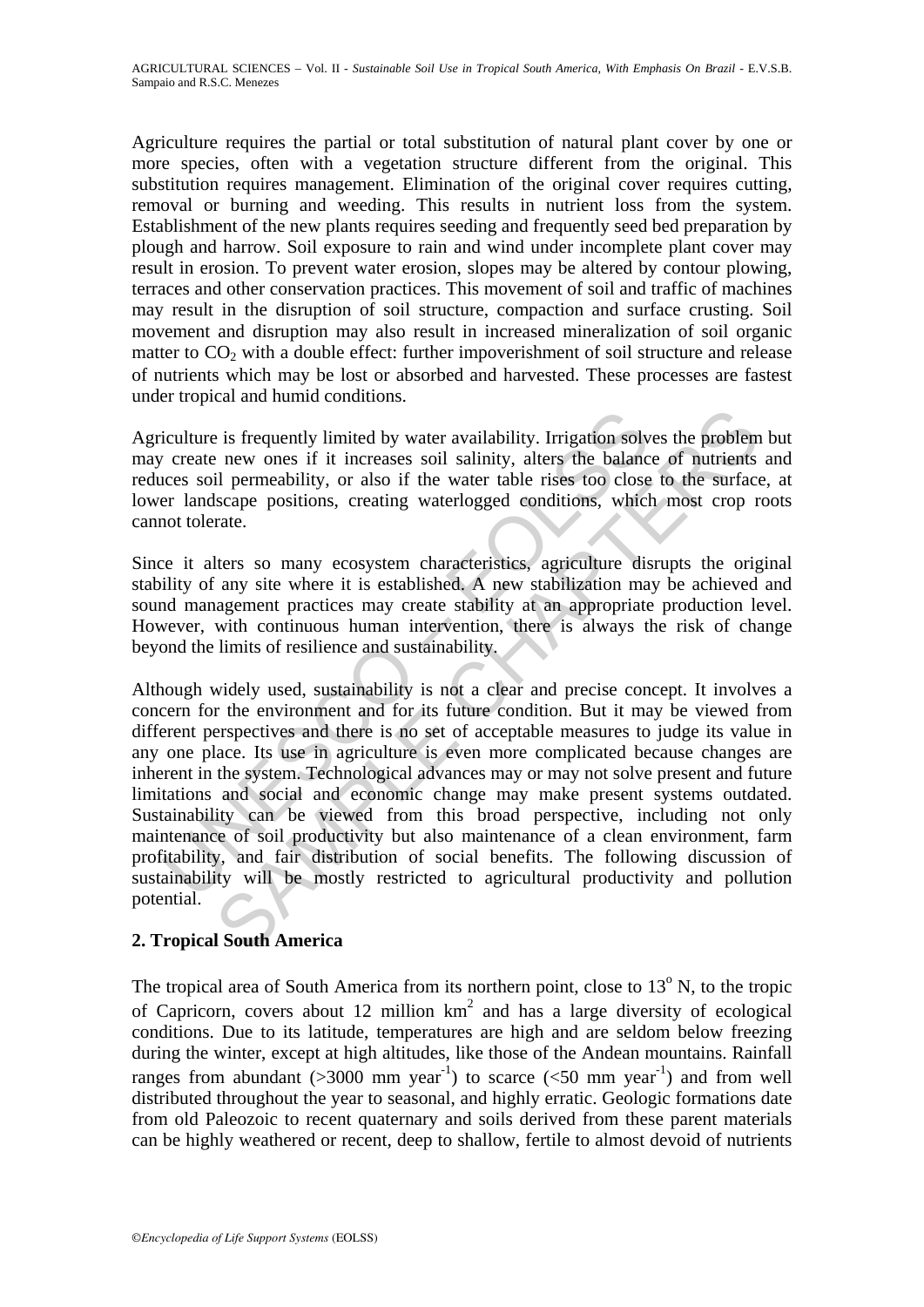Agriculture requires the partial or total substitution of natural plant cover by one or more species, often with a vegetation structure different from the original. This substitution requires management. Elimination of the original cover requires cutting, removal or burning and weeding. This results in nutrient loss from the system. Establishment of the new plants requires seeding and frequently seed bed preparation by plough and harrow. Soil exposure to rain and wind under incomplete plant cover may result in erosion. To prevent water erosion, slopes may be altered by contour plowing, terraces and other conservation practices. This movement of soil and traffic of machines may result in the disruption of soil structure, compaction and surface crusting. Soil movement and disruption may also result in increased mineralization of soil organic matter to $CO_2$ with a double effect: further impoverishment of soil structure and release of nutrients which may be lost or absorbed and harvested. These processes are fastest under tropical and humid conditions.

Agriculture is frequently limited by water availability. Irrigation solves the problem but may create new ones if it increases soil salinity, alters the balance of nutrients and reduces soil permeability, or also if the water table rises too close to the surface, at lower landscape positions, creating waterlogged conditions, which most crop roots cannot tolerate.

Since it alters so many ecosystem characteristics, agriculture disrupts the original stability of any site where it is established. A new stabilization may be achieved and sound management practices may create stability at an appropriate production level. However, with continuous human intervention, there is always the risk of change beyond the limits of resilience and sustainability.

Although widely used, sustainability is not a clear and precise concept. It involves a concern for the environment and for its future condition. But it may be viewed from different perspectives and there is no set of acceptable measures to judge its value in any one place. Its use in agriculture is even more complicated because changes are inherent in the system. Technological advances may or may not solve present and future limitations and social and economic change may make present systems outdated. Sustainability can be viewed from this broad perspective, including not only maintenance of soil productivity but also maintenance of a clean environment, farm profitability, and fair distribution of social benefits. The following discussion of sustainability will be mostly restricted to agricultural productivity and pollution potential.

## 2. Tropical South America

The tropical area of South America from its northern point, close to $13^{o}$ N, to the tropic of Capricorn, covers about 12 million $km^2$ and has a large diversity of ecological conditions. Due to its latitude, temperatures are high and are seldom below freezing during the winter, except at high altitudes, like those of the Andean mountains. Rainfall ranges from abundant (>3000 mm $year^{-1}$) to scarce (<50 mm $year^{-1}$) and from well distributed throughout the year to seasonal, and highly erratic. Geologic formations date from old Paleozoic to recent quaternary and soils derived from these parent materials can be highly weathered or recent, deep to shallow, fertile to almost devoid of nutrients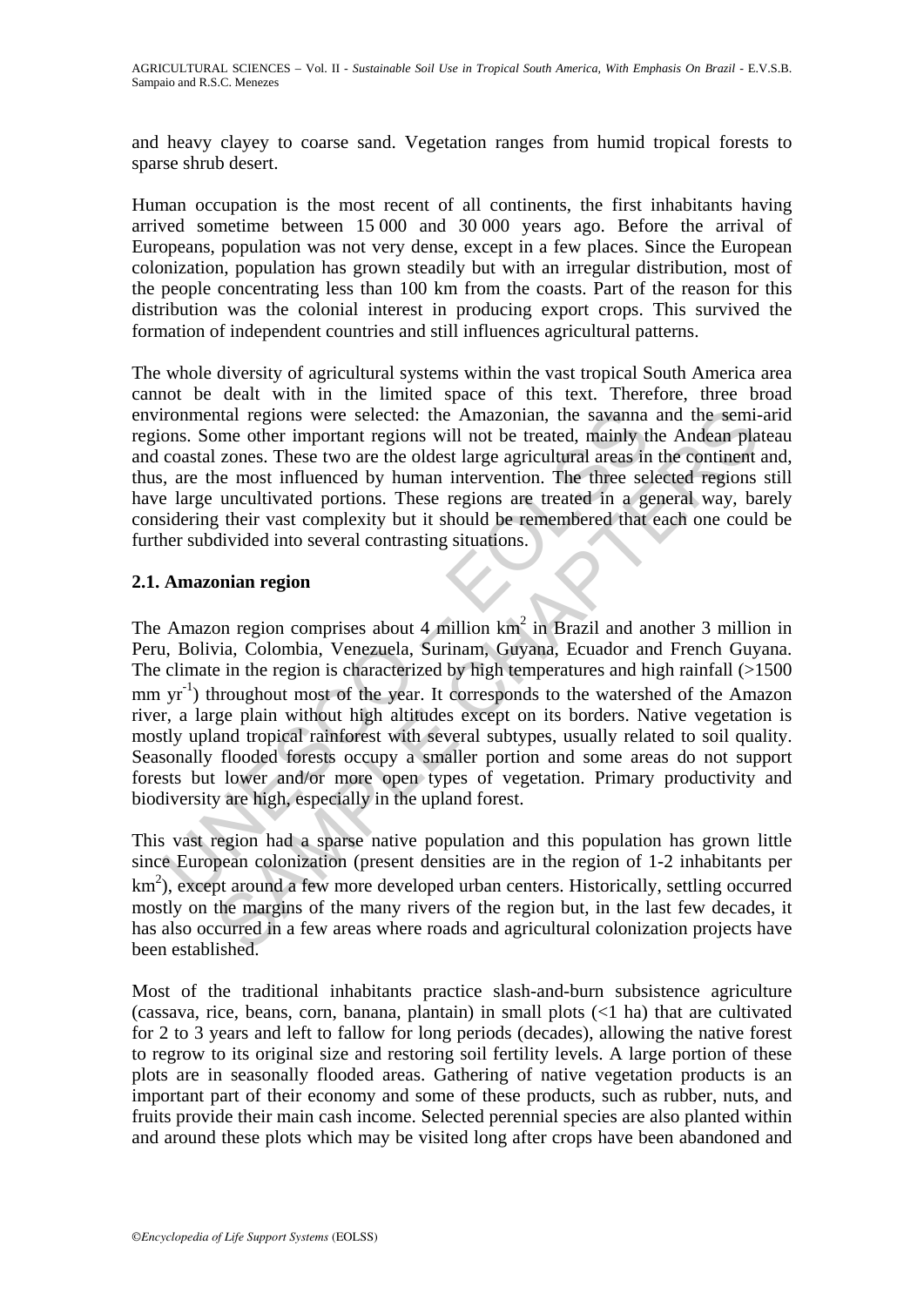and heavy clayey to coarse sand. Vegetation ranges from humid tropical forests to sparse shrub desert.

Human occupation is the most recent of all continents, the first inhabitants having arrived sometime between 15 000 and 30 000 years ago. Before the arrival of Europeans, population was not very dense, except in a few places. Since the European colonization, population has grown steadily but with an irregular distribution, most of the people concentrating less than 100 km from the coasts. Part of the reason for this distribution was the colonial interest in producing export crops. This survived the formation of independent countries and still influences agricultural patterns.

The whole diversity of agricultural systems within the vast tropical South America area cannot be dealt with in the limited space of this text. Therefore, three broad environmental regions were selected: the Amazonian, the savanna and the semi-arid regions. Some other important regions will not be treated, mainly the Andean plateau and coastal zones. These two are the oldest large agricultural areas in the continent and, thus, are the most influenced by human intervention. The three selected regions still have large uncultivated portions. These regions are treated in a general way, barely considering their vast complexity but it should be remembered that each one could be further subdivided into several contrasting situations.

### 2.1. Amazonian region

The Amazon region comprises about 4 million $km^2$ in Brazil and another 3 million in Peru, Bolivia, Colombia, Venezuela, Surinam, Guyana, Ecuador and French Guyana. The climate in the region is characterized by high temperatures and high rainfall (>1500 mm $yr^{-1}$) throughout most of the year. It corresponds to the watershed of the Amazon river, a large plain without high altitudes except on its borders. Native vegetation is mostly upland tropical rainforest with several subtypes, usually related to soil quality. Seasonally flooded forests occupy a smaller portion and some areas do not support forests but lower and/or more open types of vegetation. Primary productivity and biodiversity are high, especially in the upland forest.

This vast region had a sparse native population and this population has grown little since European colonization (present densities are in the region of 1-2 inhabitants per $km^2$), except around a few more developed urban centers. Historically, settling occurred mostly on the margins of the many rivers of the region but, in the last few decades, it has also occurred in a few areas where roads and agricultural colonization projects have been established.

Most of the traditional inhabitants practice slash-and-burn subsistence agriculture (cassava, rice, beans, corn, banana, plantain) in small plots (<1 ha) that are cultivated for 2 to 3 years and left to fallow for long periods (decades), allowing the native forest to regrow to its original size and restoring soil fertility levels. A large portion of these plots are in seasonally flooded areas. Gathering of native vegetation products is an important part of their economy and some of these products, such as rubber, nuts, and fruits provide their main cash income. Selected perennial species are also planted within and around these plots which may be visited long after crops have been abandoned and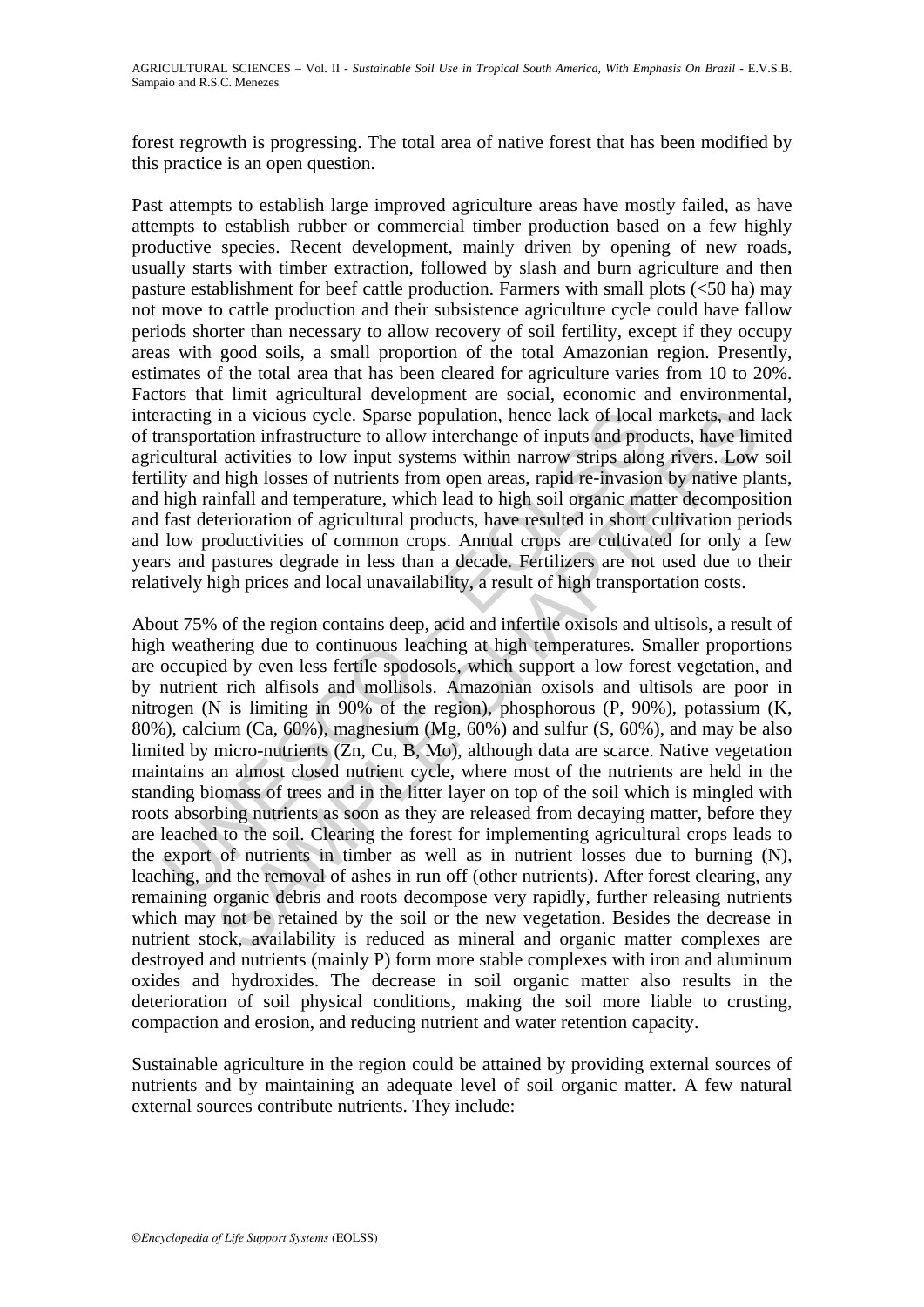forest regrowth is progressing. The total area of native forest that has been modified by this practice is an open question.

Past attempts to establish large improved agriculture areas have mostly failed, as have attempts to establish rubber or commercial timber production based on a few highly productive species. Recent development, mainly driven by opening of new roads, usually starts with timber extraction, followed by slash and burn agriculture and then pasture establishment for beef cattle production. Farmers with small plots (<50 ha) may not move to cattle production and their subsistence agriculture cycle could have fallow periods shorter than necessary to allow recovery of soil fertility, except if they occupy areas with good soils, a small proportion of the total Amazonian region. Presently, estimates of the total area that has been cleared for agriculture varies from 10 to 20%. Factors that limit agricultural development are social, economic and environmental, interacting in a vicious cycle. Sparse population, hence lack of local markets, and lack of transportation infrastructure to allow interchange of inputs and products, have limited agricultural activities to low input systems within narrow strips along rivers. Low soil fertility and high losses of nutrients from open areas, rapid re-invasion by native plants, and high rainfall and temperature, which lead to high soil organic matter decomposition and fast deterioration of agricultural products, have resulted in short cultivation periods and low productivities of common crops. Annual crops are cultivated for only a few years and pastures degrade in less than a decade. Fertilizers are not used due to their relatively high prices and local unavailability, a result of high transportation costs.

About 75% of the region contains deep, acid and infertile oxisols and ultisols, a result of high weathering due to continuous leaching at high temperatures. Smaller proportions are occupied by even less fertile spodosols, which support a low forest vegetation, and by nutrient rich alfisols and mollisols. Amazonian oxisols and ultisols are poor in nitrogen (N is limiting in 90% of the region), phosphorous (P, 90%), potassium (K, 80%), calcium (Ca, 60%), magnesium (Mg, 60%) and sulfur (S, 60%), and may be also limited by micro-nutrients (Zn, Cu, B, Mo), although data are scarce. Native vegetation maintains an almost closed nutrient cycle, where most of the nutrients are held in the standing biomass of trees and in the litter layer on top of the soil which is mingled with roots absorbing nutrients as soon as they are released from decaying matter, before they are leached to the soil. Clearing the forest for implementing agricultural crops leads to the export of nutrients in timber as well as in nutrient losses due to burning (N), leaching, and the removal of ashes in run off (other nutrients). After forest clearing, any remaining organic debris and roots decompose very rapidly, further releasing nutrients which may not be retained by the soil or the new vegetation. Besides the decrease in nutrient stock, availability is reduced as mineral and organic matter complexes are destroyed and nutrients (mainly P) form more stable complexes with iron and aluminum oxides and hydroxides. The decrease in soil organic matter also results in the deterioration of soil physical conditions, making the soil more liable to crusting, compaction and erosion, and reducing nutrient and water retention capacity.

Sustainable agriculture in the region could be attained by providing external sources of nutrients and by maintaining an adequate level of soil organic matter. A few natural external sources contribute nutrients. They include: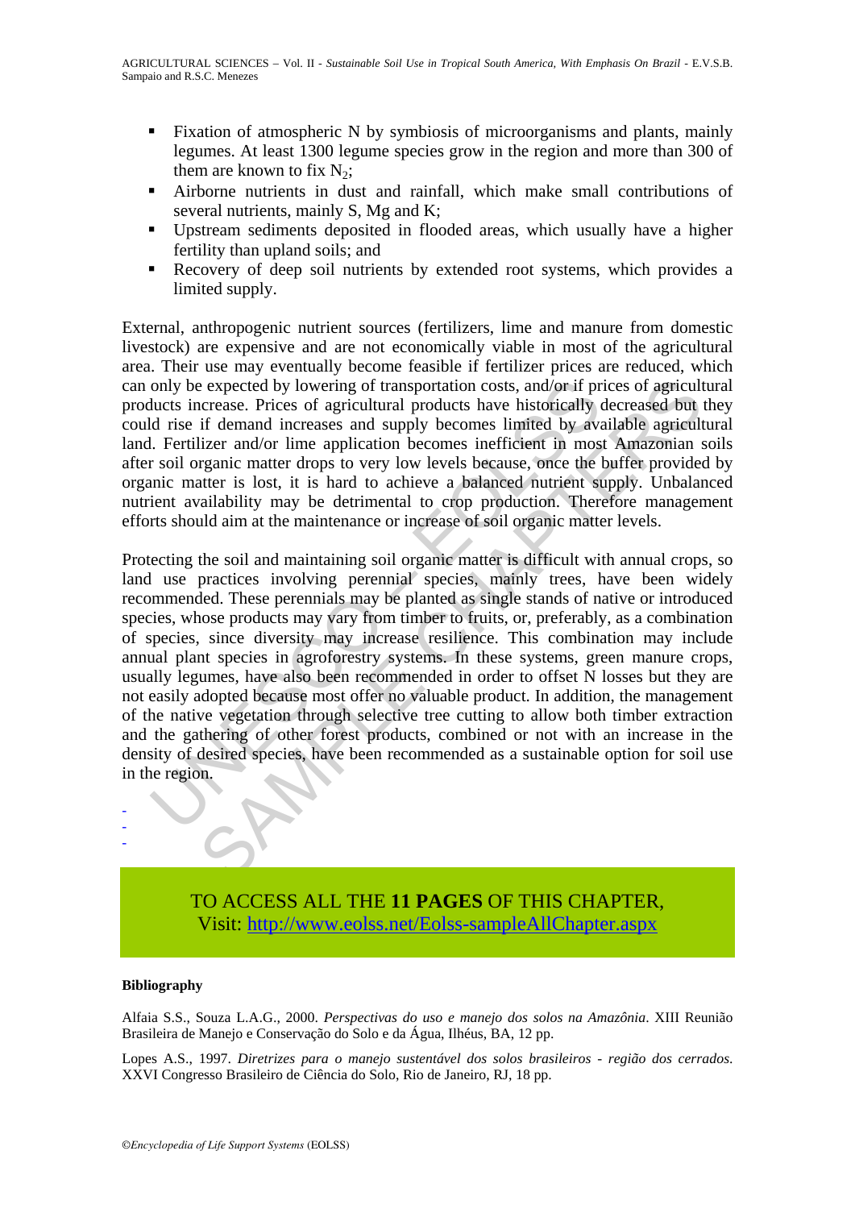- Fixation of atmospheric N by symbiosis of microorganisms and plants, mainly legumes. At least 1300 legume species grow in the region and more than 300 of them are known to fix $N_2$;
- Airborne nutrients in dust and rainfall, which make small contributions of several nutrients, mainly S, Mg and K;
- Upstream sediments deposited in flooded areas, which usually have a higher fertility than upland soils; and
- Recovery of deep soil nutrients by extended root systems, which provides a limited supply.

External, anthropogenic nutrient sources (fertilizers, lime and manure from domestic livestock) are expensive and are not economically viable in most of the agricultural area. Their use may eventually become feasible if fertilizer prices are reduced, which can only be expected by lowering of transportation costs, and/or if prices of agricultural products increase. Prices of agricultural products have historically decreased but they could rise if demand increases and supply becomes limited by available agricultural land. Fertilizer and/or lime application becomes inefficient in most Amazonian soils after soil organic matter drops to very low levels because, once the buffer provided by organic matter is lost, it is hard to achieve a balanced nutrient supply. Unbalanced nutrient availability may be detrimental to crop production. Therefore management efforts should aim at the maintenance or increase of soil organic matter levels.

Protecting the soil and maintaining soil organic matter is difficult with annual crops, so land use practices involving perennial species, mainly trees, have been widely recommended. These perennials may be planted as single stands of native or introduced species, whose products may vary from timber to fruits, or, preferably, as a combination of species, since diversity may increase resilience. This combination may include annual plant species in agroforestry systems. In these systems, green manure crops, usually legumes, have also been recommended in order to offset N losses but they are not easily adopted because most offer no valuable product. In addition, the management of the native vegetation through selective tree cutting to allow both timber extraction and the gathering of other forest products, combined or not with an increase in the density of desired species, have been recommended as a sustainable option for soil use in the region.

-
-
-

TO ACCESS ALL THE **11 PAGES** OF THIS CHAPTER,
Visit: http://www.eolss.net/Eolss-sampleAllChapter.aspx

**Bibliography**

Alfaia S.S., Souza L.A.G., 2000. *Perspectivas do uso e manejo dos solos na Amazônia*. XIII Reunião Brasileira de Manejo e Conservação do Solo e da Água, Ilhéus, BA, 12 pp.

Lopes A.S., 1997. *Diretrizes para o manejo sustentável dos solos brasileiros - região dos cerrados.* XXVI Congresso Brasileiro de Ciência do Solo, Rio de Janeiro, RJ, 18 pp.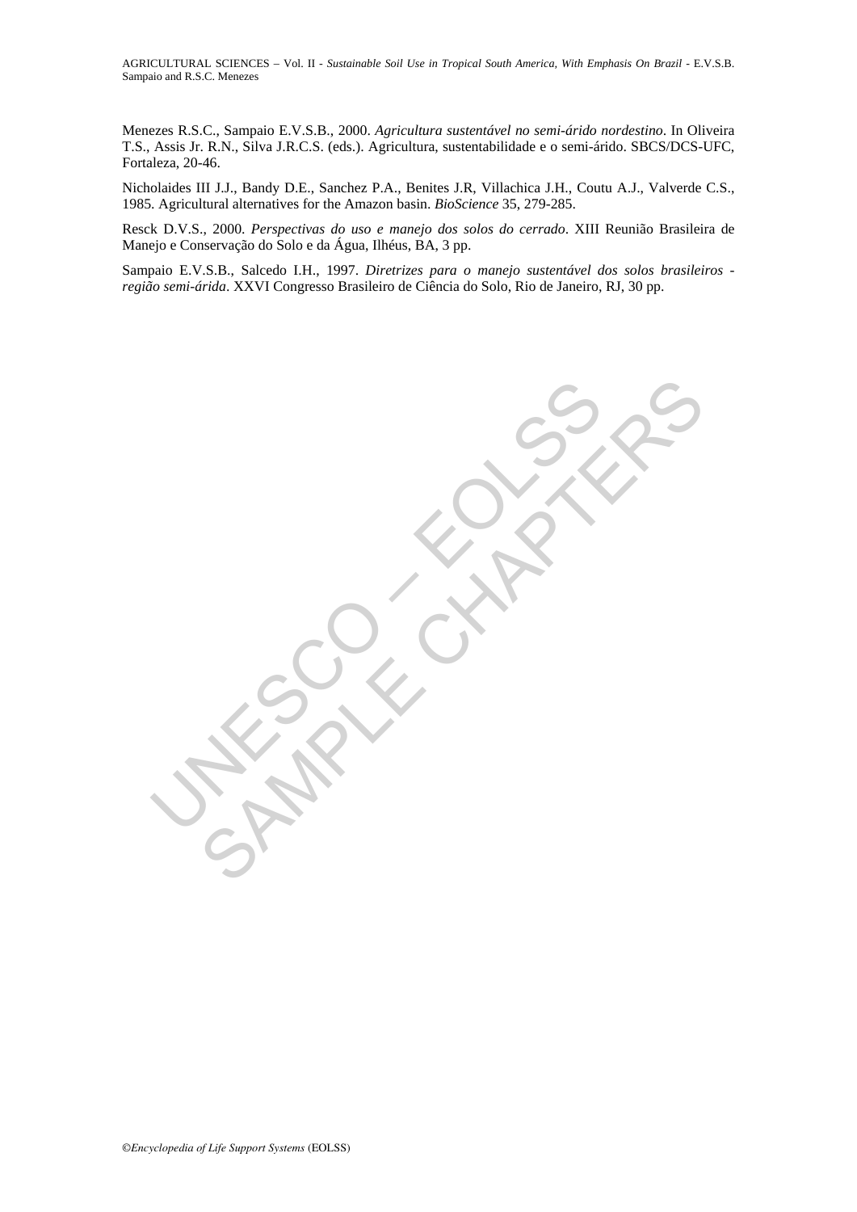Menezes R.S.C., Sampaio E.V.S.B., 2000. *Agricultura sustentável no semi-árido nordestino*. In Oliveira T.S., Assis Jr. R.N., Silva J.R.C.S. (eds.). Agricultura, sustentabilidade e o semi-árido. SBCS/DCS-UFC, Fortaleza, 20-46.

Nicholaides III J.J., Bandy D.E., Sanchez P.A., Benites J.R, Villachica J.H., Coutu A.J., Valverde C.S., 1985. Agricultural alternatives for the Amazon basin. *BioScience* 35, 279-285.

Resck D.V.S., 2000. *Perspectivas do uso e manejo dos solos do cerrado*. XIII Reunião Brasileira de Manejo e Conservação do Solo e da Água, Ilhéus, BA, 3 pp.

Sampaio E.V.S.B., Salcedo I.H., 1997. *Diretrizes para o manejo sustentável dos solos brasileiros - região semi-árida*. XXVI Congresso Brasileiro de Ciência do Solo, Rio de Janeiro, RJ, 30 pp.